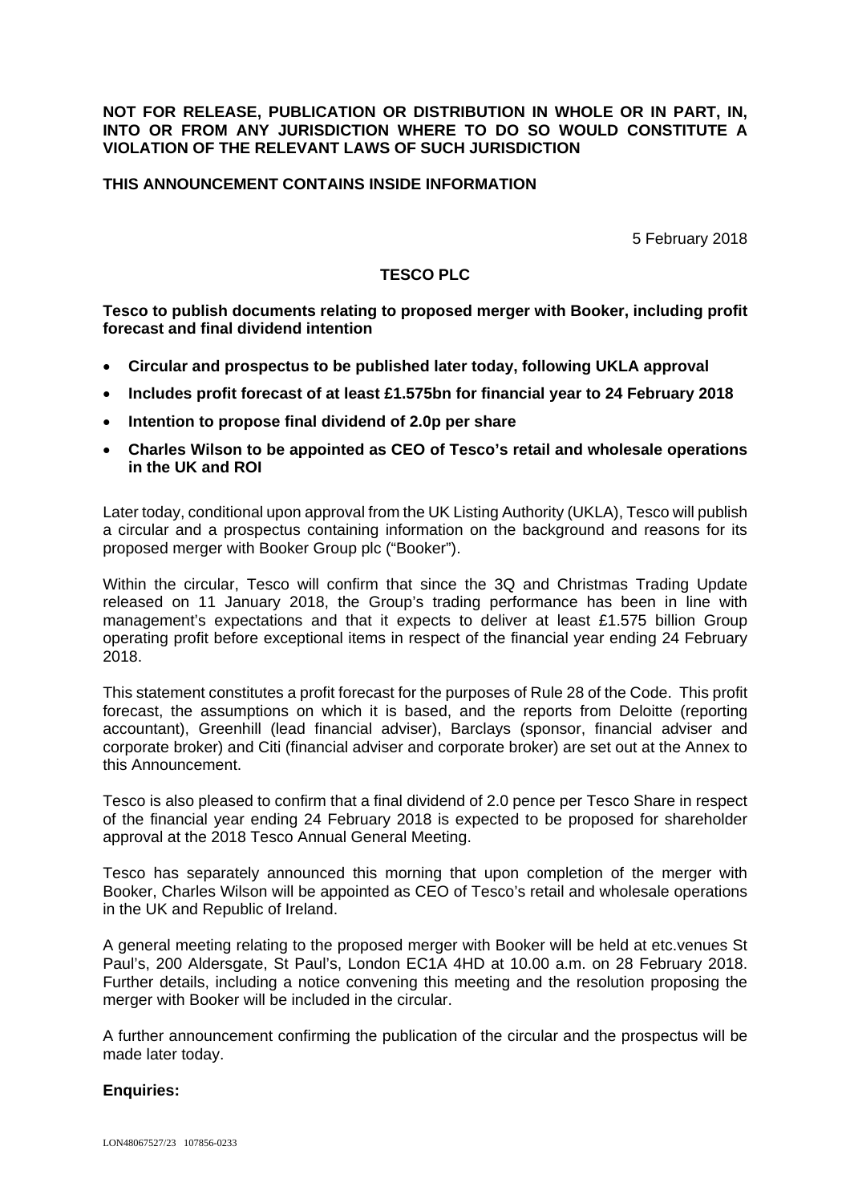**NOT FOR RELEASE, PUBLICATION OR DISTRIBUTION IN WHOLE OR IN PART, IN, INTO OR FROM ANY JURISDICTION WHERE TO DO SO WOULD CONSTITUTE A VIOLATION OF THE RELEVANT LAWS OF SUCH JURISDICTION**

**THIS ANNOUNCEMENT CONTAINS INSIDE INFORMATION**

5 February 2018

# TESCO PLC

**Tesco to publish documents relating to proposed merger with Booker, including profit forecast and final dividend intention**

- **Circular and prospectus to be published later today, following UKLA approval**
- **Includes profit forecast of at least £1.575bn for financial year to 24 February 2018**
- **Intention to propose final dividend of 2.0p per share**
- **Charles Wilson to be appointed as CEO of Tesco's retail and wholesale operations in the UK and ROI**

Later today, conditional upon approval from the UK Listing Authority (UKLA), Tesco will publish a circular and a prospectus containing information on the background and reasons for its proposed merger with Booker Group plc ("Booker").

Within the circular, Tesco will confirm that since the 3Q and Christmas Trading Update released on 11 January 2018, the Group's trading performance has been in line with management's expectations and that it expects to deliver at least £1.575 billion Group operating profit before exceptional items in respect of the financial year ending 24 February 2018.

This statement constitutes a profit forecast for the purposes of Rule 28 of the Code. This profit forecast, the assumptions on which it is based, and the reports from Deloitte (reporting accountant), Greenhill (lead financial adviser), Barclays (sponsor, financial adviser and corporate broker) and Citi (financial adviser and corporate broker) are set out at the Annex to this Announcement.

Tesco is also pleased to confirm that a final dividend of 2.0 pence per Tesco Share in respect of the financial year ending 24 February 2018 is expected to be proposed for shareholder approval at the 2018 Tesco Annual General Meeting.

Tesco has separately announced this morning that upon completion of the merger with Booker, Charles Wilson will be appointed as CEO of Tesco's retail and wholesale operations in the UK and Republic of Ireland.

A general meeting relating to the proposed merger with Booker will be held at etc.venues St Paul's, 200 Aldersgate, St Paul's, London EC1A 4HD at 10.00 a.m. on 28 February 2018. Further details, including a notice convening this meeting and the resolution proposing the merger with Booker will be included in the circular.

A further announcement confirming the publication of the circular and the prospectus will be made later today.

**Enquiries:**

LON48067527/23 107856-0233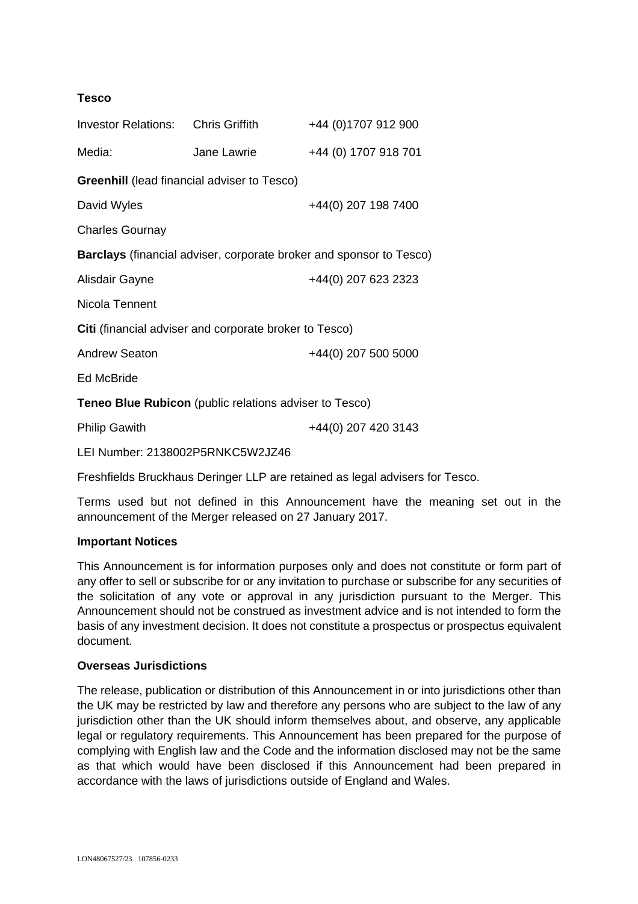**Tesco**

| | | |
|---|---|---|
| Investor Relations: | Chris Griffith | +44 (0)1707 912 900 |
| Media: | Jane Lawrie | +44 (0) 1707 918 701 |

**Greenhill** (lead financial adviser to Tesco)

David Wyles +44(0) 207 198 7400

Charles Gournay

**Barclays** (financial adviser, corporate broker and sponsor to Tesco)

Alisdair Gayne +44(0) 207 623 2323

Nicola Tennent

**Citi** (financial adviser and corporate broker to Tesco)

Andrew Seaton +44(0) 207 500 5000

Ed McBride

**Teneo Blue Rubicon** (public relations adviser to Tesco)

Philip Gawith +44(0) 207 420 3143

LEI Number: 2138002P5RNKC5W2JZ46

Freshfields Bruckhaus Deringer LLP are retained as legal advisers for Tesco.

Terms used but not defined in this Announcement have the meaning set out in the announcement of the Merger released on 27 January 2017.

**Important Notices**

This Announcement is for information purposes only and does not constitute or form part of any offer to sell or subscribe for or any invitation to purchase or subscribe for any securities of the solicitation of any vote or approval in any jurisdiction pursuant to the Merger. This Announcement should not be construed as investment advice and is not intended to form the basis of any investment decision. It does not constitute a prospectus or prospectus equivalent document.

**Overseas Jurisdictions**

The release, publication or distribution of this Announcement in or into jurisdictions other than the UK may be restricted by law and therefore any persons who are subject to the law of any jurisdiction other than the UK should inform themselves about, and observe, any applicable legal or regulatory requirements. This Announcement has been prepared for the purpose of complying with English law and the Code and the information disclosed may not be the same as that which would have been disclosed if this Announcement had been prepared in accordance with the laws of jurisdictions outside of England and Wales.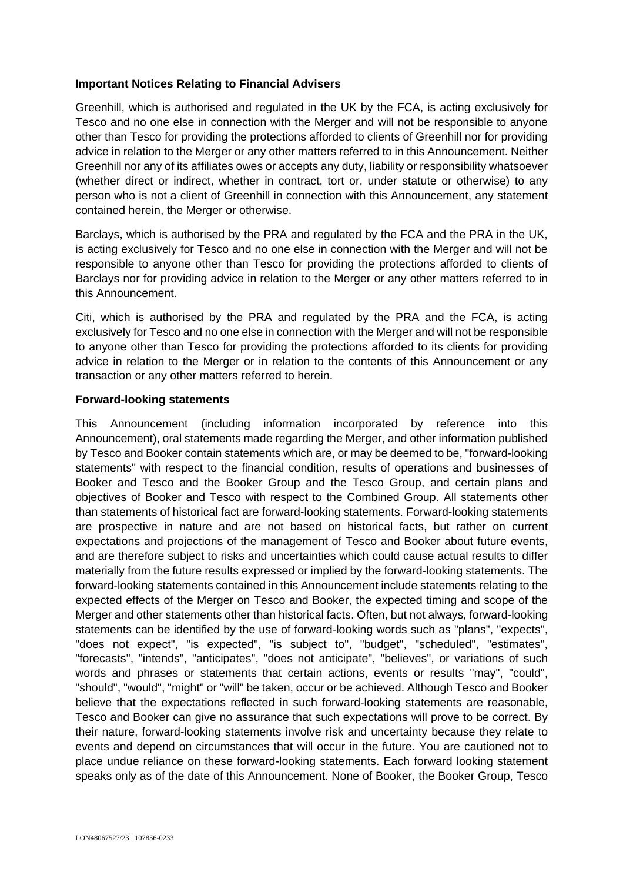**Important Notices Relating to Financial Advisers**

Greenhill, which is authorised and regulated in the UK by the FCA, is acting exclusively for Tesco and no one else in connection with the Merger and will not be responsible to anyone other than Tesco for providing the protections afforded to clients of Greenhill nor for providing advice in relation to the Merger or any other matters referred to in this Announcement. Neither Greenhill nor any of its affiliates owes or accepts any duty, liability or responsibility whatsoever (whether direct or indirect, whether in contract, tort or, under statute or otherwise) to any person who is not a client of Greenhill in connection with this Announcement, any statement contained herein, the Merger or otherwise.

Barclays, which is authorised by the PRA and regulated by the FCA and the PRA in the UK, is acting exclusively for Tesco and no one else in connection with the Merger and will not be responsible to anyone other than Tesco for providing the protections afforded to clients of Barclays nor for providing advice in relation to the Merger or any other matters referred to in this Announcement.

Citi, which is authorised by the PRA and regulated by the PRA and the FCA, is acting exclusively for Tesco and no one else in connection with the Merger and will not be responsible to anyone other than Tesco for providing the protections afforded to its clients for providing advice in relation to the Merger or in relation to the contents of this Announcement or any transaction or any other matters referred to herein.

**Forward-looking statements**

This Announcement (including information incorporated by reference into this Announcement), oral statements made regarding the Merger, and other information published by Tesco and Booker contain statements which are, or may be deemed to be, "forward-looking statements" with respect to the financial condition, results of operations and businesses of Booker and Tesco and the Booker Group and the Tesco Group, and certain plans and objectives of Booker and Tesco with respect to the Combined Group. All statements other than statements of historical fact are forward-looking statements. Forward-looking statements are prospective in nature and are not based on historical facts, but rather on current expectations and projections of the management of Tesco and Booker about future events, and are therefore subject to risks and uncertainties which could cause actual results to differ materially from the future results expressed or implied by the forward-looking statements. The forward-looking statements contained in this Announcement include statements relating to the expected effects of the Merger on Tesco and Booker, the expected timing and scope of the Merger and other statements other than historical facts. Often, but not always, forward-looking statements can be identified by the use of forward-looking words such as "plans", "expects", "does not expect", "is expected", "is subject to", "budget", "scheduled", "estimates", "forecasts", "intends", "anticipates", "does not anticipate", "believes", or variations of such words and phrases or statements that certain actions, events or results "may", "could", "should", "would", "might" or "will" be taken, occur or be achieved. Although Tesco and Booker believe that the expectations reflected in such forward-looking statements are reasonable, Tesco and Booker can give no assurance that such expectations will prove to be correct. By their nature, forward-looking statements involve risk and uncertainty because they relate to events and depend on circumstances that will occur in the future. You are cautioned not to place undue reliance on these forward-looking statements. Each forward looking statement speaks only as of the date of this Announcement. None of Booker, the Booker Group, Tesco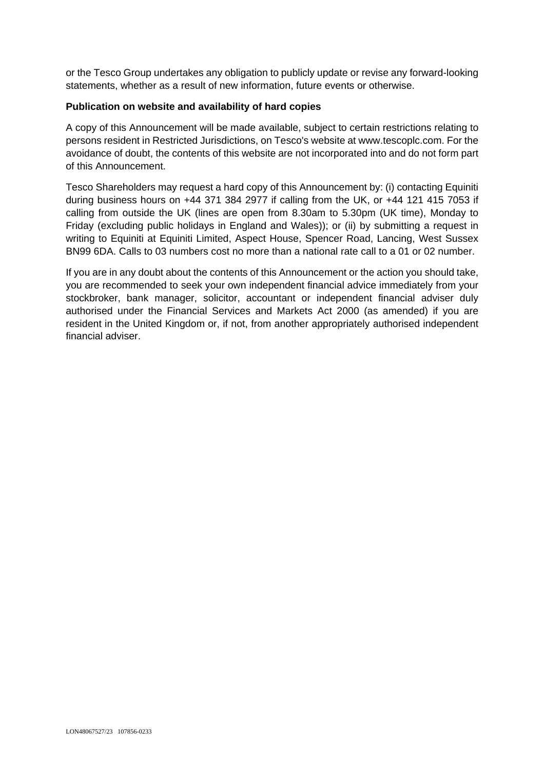or the Tesco Group undertakes any obligation to publicly update or revise any forward-looking statements, whether as a result of new information, future events or otherwise.

**Publication on website and availability of hard copies**

A copy of this Announcement will be made available, subject to certain restrictions relating to persons resident in Restricted Jurisdictions, on Tesco's website at www.tescoplc.com. For the avoidance of doubt, the contents of this website are not incorporated into and do not form part of this Announcement.

Tesco Shareholders may request a hard copy of this Announcement by: (i) contacting Equiniti during business hours on +44 371 384 2977 if calling from the UK, or +44 121 415 7053 if calling from outside the UK (lines are open from 8.30am to 5.30pm (UK time), Monday to Friday (excluding public holidays in England and Wales)); or (ii) by submitting a request in writing to Equiniti at Equiniti Limited, Aspect House, Spencer Road, Lancing, West Sussex BN99 6DA. Calls to 03 numbers cost no more than a national rate call to a 01 or 02 number.

If you are in any doubt about the contents of this Announcement or the action you should take, you are recommended to seek your own independent financial advice immediately from your stockbroker, bank manager, solicitor, accountant or independent financial adviser duly authorised under the Financial Services and Markets Act 2000 (as amended) if you are resident in the United Kingdom or, if not, from another appropriately authorised independent financial adviser.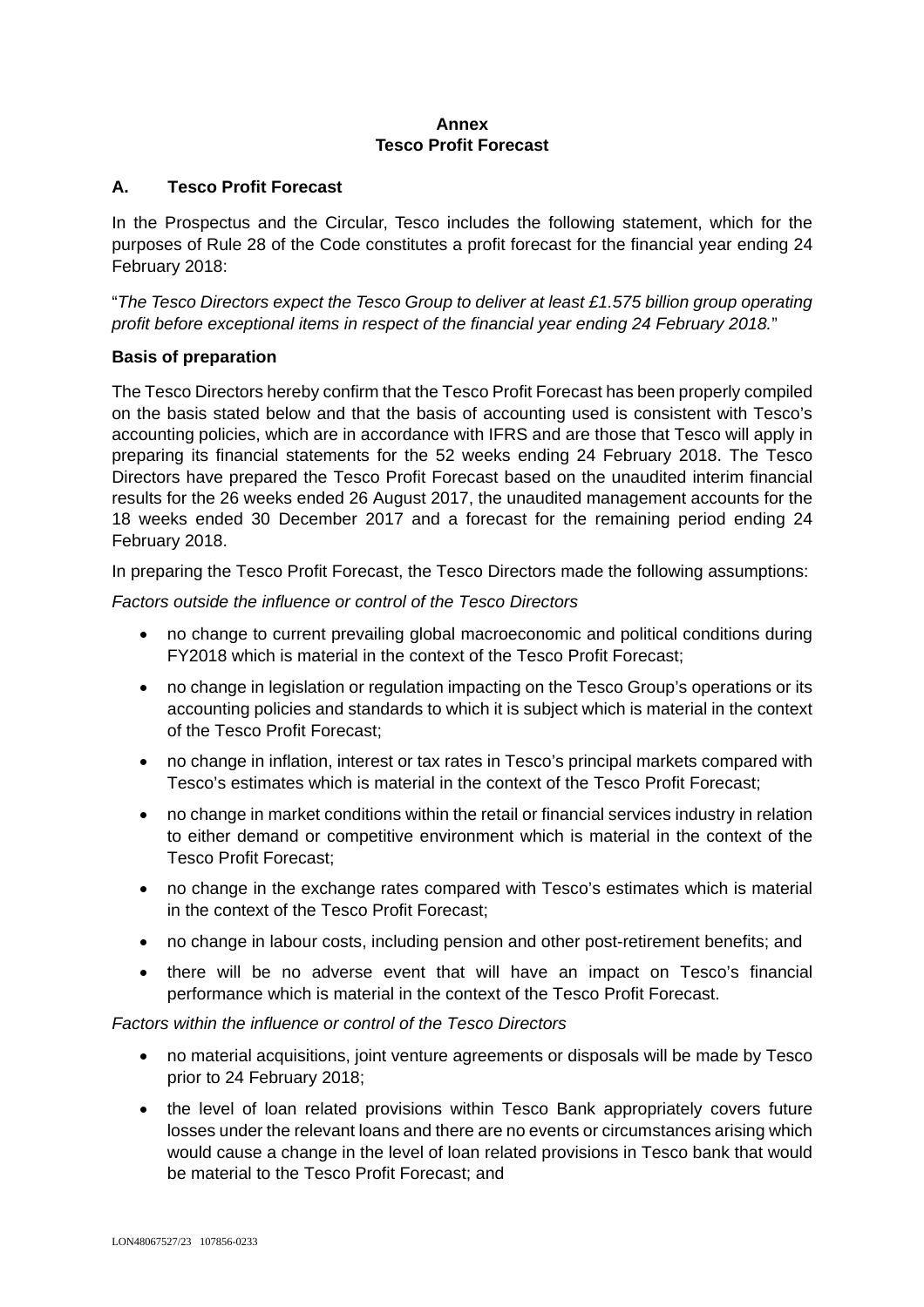**Annex**
**Tesco Profit Forecast**

## A. Tesco Profit Forecast

In the Prospectus and the Circular, Tesco includes the following statement, which for the purposes of Rule 28 of the Code constitutes a profit forecast for the financial year ending 24 February 2018:

"*The Tesco Directors expect the Tesco Group to deliver at least £1.575 billion group operating profit before exceptional items in respect of the financial year ending 24 February 2018.*"

**Basis of preparation**

The Tesco Directors hereby confirm that the Tesco Profit Forecast has been properly compiled on the basis stated below and that the basis of accounting used is consistent with Tesco's accounting policies, which are in accordance with IFRS and are those that Tesco will apply in preparing its financial statements for the 52 weeks ending 24 February 2018. The Tesco Directors have prepared the Tesco Profit Forecast based on the unaudited interim financial results for the 26 weeks ended 26 August 2017, the unaudited management accounts for the 18 weeks ended 30 December 2017 and a forecast for the remaining period ending 24 February 2018.

In preparing the Tesco Profit Forecast, the Tesco Directors made the following assumptions:

*Factors outside the influence or control of the Tesco Directors*

- no change to current prevailing global macroeconomic and political conditions during FY2018 which is material in the context of the Tesco Profit Forecast;
- no change in legislation or regulation impacting on the Tesco Group's operations or its accounting policies and standards to which it is subject which is material in the context of the Tesco Profit Forecast;
- no change in inflation, interest or tax rates in Tesco's principal markets compared with Tesco's estimates which is material in the context of the Tesco Profit Forecast;
- no change in market conditions within the retail or financial services industry in relation to either demand or competitive environment which is material in the context of the Tesco Profit Forecast;
- no change in the exchange rates compared with Tesco's estimates which is material in the context of the Tesco Profit Forecast;
- no change in labour costs, including pension and other post-retirement benefits; and
- there will be no adverse event that will have an impact on Tesco's financial performance which is material in the context of the Tesco Profit Forecast.

*Factors within the influence or control of the Tesco Directors*

- no material acquisitions, joint venture agreements or disposals will be made by Tesco prior to 24 February 2018;
- the level of loan related provisions within Tesco Bank appropriately covers future losses under the relevant loans and there are no events or circumstances arising which would cause a change in the level of loan related provisions in Tesco bank that would be material to the Tesco Profit Forecast; and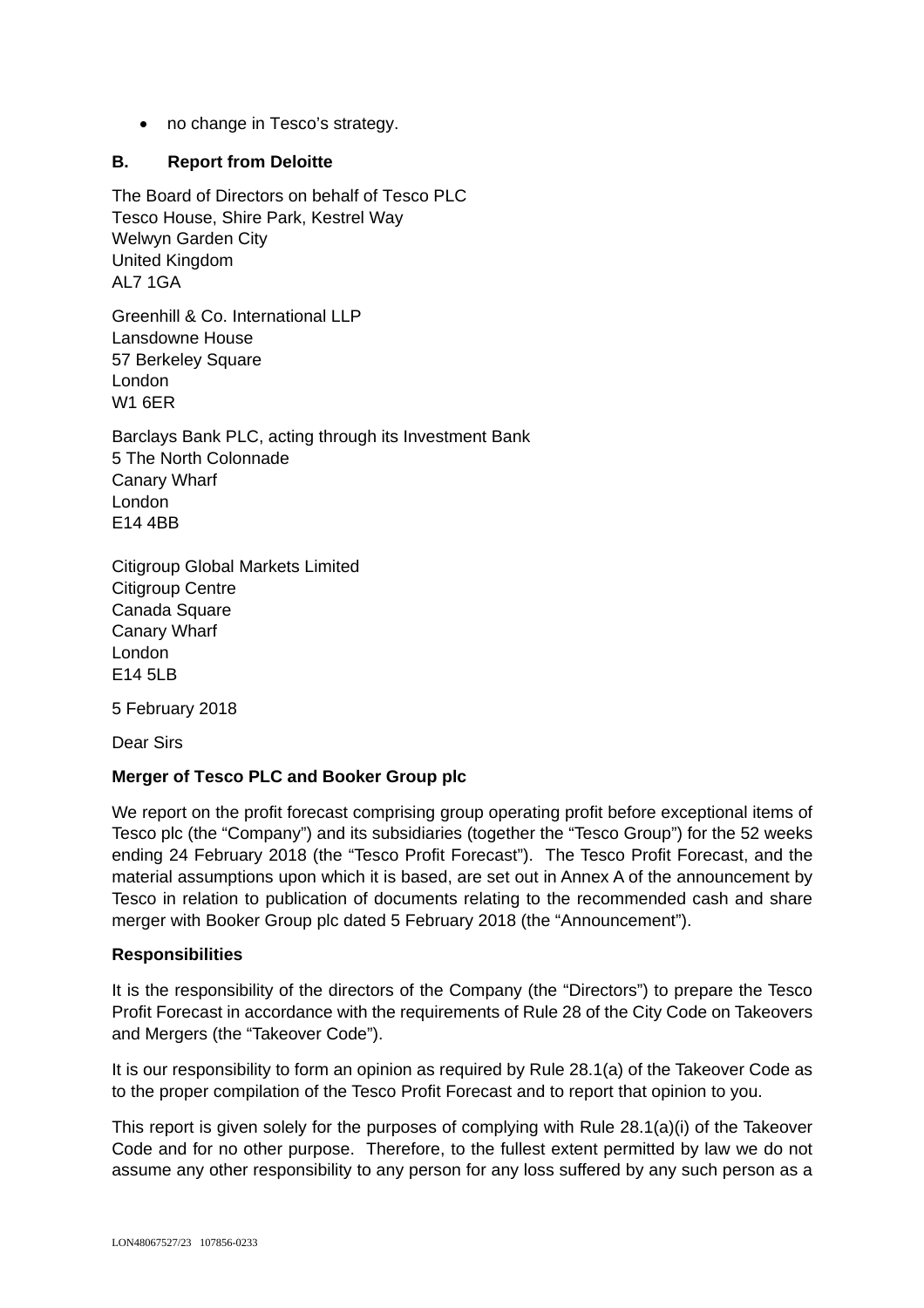- no change in Tesco's strategy.

## B. Report from Deloitte

The Board of Directors on behalf of Tesco PLC
Tesco House, Shire Park, Kestrel Way
Welwyn Garden City
United Kingdom
AL7 1GA

Greenhill & Co. International LLP
Lansdowne House
57 Berkeley Square
London
W1 6ER

Barclays Bank PLC, acting through its Investment Bank
5 The North Colonnade
Canary Wharf
London
E14 4BB

Citigroup Global Markets Limited
Citigroup Centre
Canada Square
Canary Wharf
London
E14 5LB

5 February 2018

Dear Sirs

**Merger of Tesco PLC and Booker Group plc**

We report on the profit forecast comprising group operating profit before exceptional items of Tesco plc (the "Company") and its subsidiaries (together the "Tesco Group") for the 52 weeks ending 24 February 2018 (the "Tesco Profit Forecast"). The Tesco Profit Forecast, and the material assumptions upon which it is based, are set out in Annex A of the announcement by Tesco in relation to publication of documents relating to the recommended cash and share merger with Booker Group plc dated 5 February 2018 (the "Announcement").

**Responsibilities**

It is the responsibility of the directors of the Company (the "Directors") to prepare the Tesco Profit Forecast in accordance with the requirements of Rule 28 of the City Code on Takeovers and Mergers (the "Takeover Code").

It is our responsibility to form an opinion as required by Rule 28.1(a) of the Takeover Code as to the proper compilation of the Tesco Profit Forecast and to report that opinion to you.

This report is given solely for the purposes of complying with Rule 28.1(a)(i) of the Takeover Code and for no other purpose. Therefore, to the fullest extent permitted by law we do not assume any other responsibility to any person for any loss suffered by any such person as a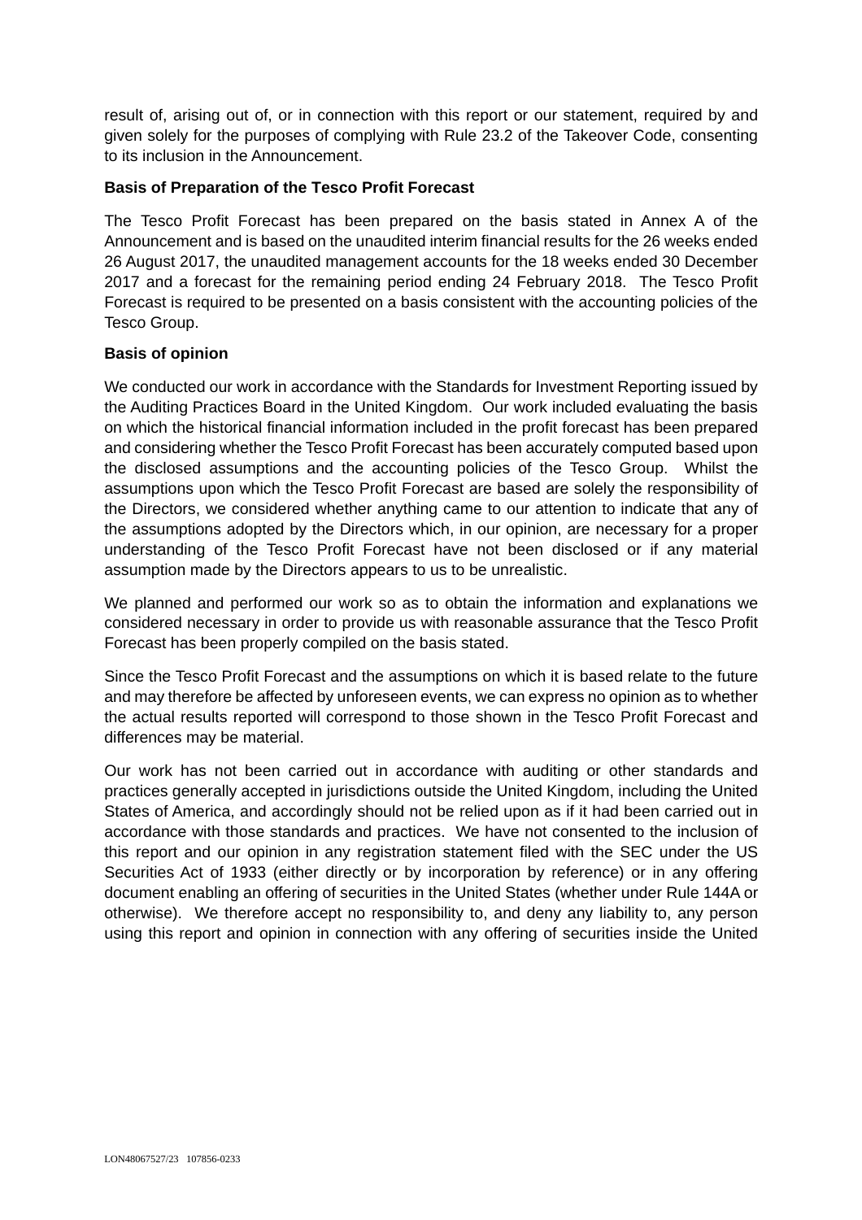result of, arising out of, or in connection with this report or our statement, required by and given solely for the purposes of complying with Rule 23.2 of the Takeover Code, consenting to its inclusion in the Announcement.

**Basis of Preparation of the Tesco Profit Forecast**

The Tesco Profit Forecast has been prepared on the basis stated in Annex A of the Announcement and is based on the unaudited interim financial results for the 26 weeks ended 26 August 2017, the unaudited management accounts for the 18 weeks ended 30 December 2017 and a forecast for the remaining period ending 24 February 2018. The Tesco Profit Forecast is required to be presented on a basis consistent with the accounting policies of the Tesco Group.

**Basis of opinion**

We conducted our work in accordance with the Standards for Investment Reporting issued by the Auditing Practices Board in the United Kingdom. Our work included evaluating the basis on which the historical financial information included in the profit forecast has been prepared and considering whether the Tesco Profit Forecast has been accurately computed based upon the disclosed assumptions and the accounting policies of the Tesco Group. Whilst the assumptions upon which the Tesco Profit Forecast are based are solely the responsibility of the Directors, we considered whether anything came to our attention to indicate that any of the assumptions adopted by the Directors which, in our opinion, are necessary for a proper understanding of the Tesco Profit Forecast have not been disclosed or if any material assumption made by the Directors appears to us to be unrealistic.

We planned and performed our work so as to obtain the information and explanations we considered necessary in order to provide us with reasonable assurance that the Tesco Profit Forecast has been properly compiled on the basis stated.

Since the Tesco Profit Forecast and the assumptions on which it is based relate to the future and may therefore be affected by unforeseen events, we can express no opinion as to whether the actual results reported will correspond to those shown in the Tesco Profit Forecast and differences may be material.

Our work has not been carried out in accordance with auditing or other standards and practices generally accepted in jurisdictions outside the United Kingdom, including the United States of America, and accordingly should not be relied upon as if it had been carried out in accordance with those standards and practices. We have not consented to the inclusion of this report and our opinion in any registration statement filed with the SEC under the US Securities Act of 1933 (either directly or by incorporation by reference) or in any offering document enabling an offering of securities in the United States (whether under Rule 144A or otherwise). We therefore accept no responsibility to, and deny any liability to, any person using this report and opinion in connection with any offering of securities inside the United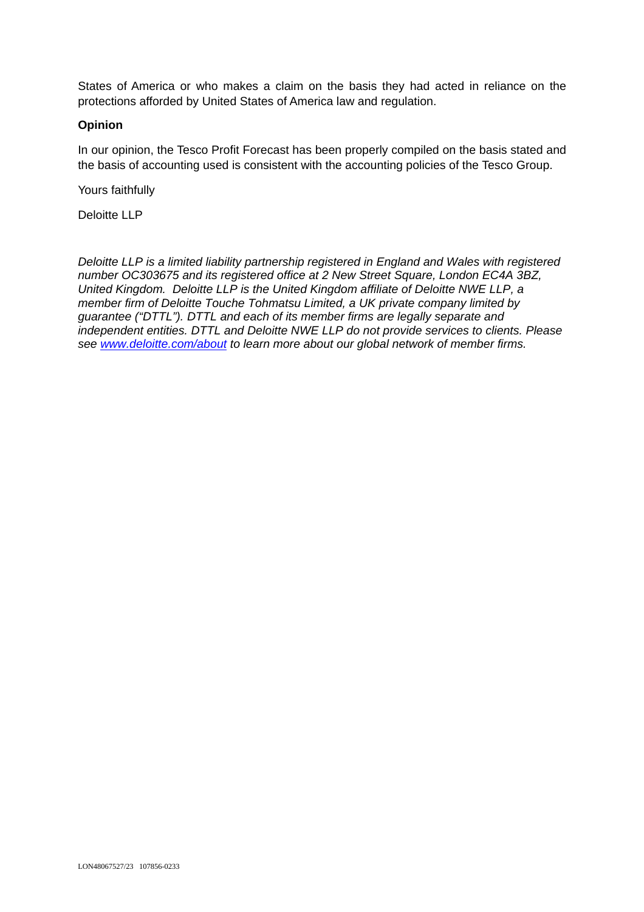States of America or who makes a claim on the basis they had acted in reliance on the protections afforded by United States of America law and regulation.

**Opinion**

In our opinion, the Tesco Profit Forecast has been properly compiled on the basis stated and the basis of accounting used is consistent with the accounting policies of the Tesco Group.

Yours faithfully

Deloitte LLP

*Deloitte LLP is a limited liability partnership registered in England and Wales with registered number OC303675 and its registered office at 2 New Street Square, London EC4A 3BZ, United Kingdom. Deloitte LLP is the United Kingdom affiliate of Deloitte NWE LLP, a member firm of Deloitte Touche Tohmatsu Limited, a UK private company limited by guarantee ("DTTL"). DTTL and each of its member firms are legally separate and independent entities. DTTL and Deloitte NWE LLP do not provide services to clients. Please see [www.deloitte.com/about](www.deloitte.com/about) to learn more about our global network of member firms.*

LON48067527/23 107856-0233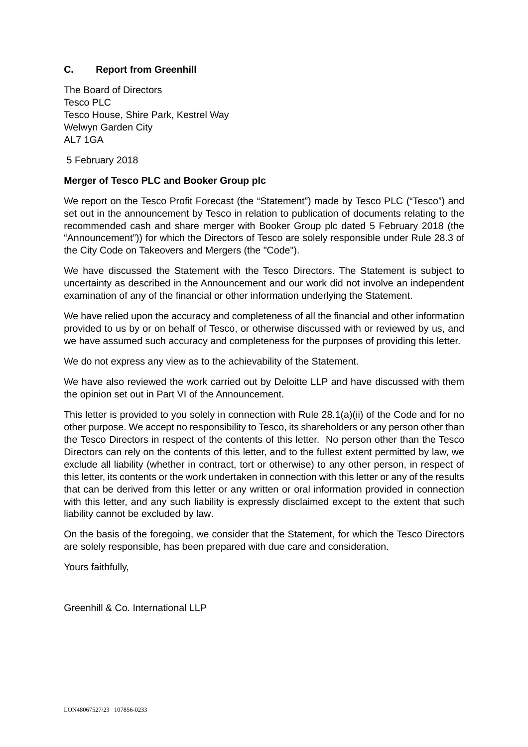## C. Report from Greenhill

The Board of Directors
Tesco PLC
Tesco House, Shire Park, Kestrel Way
Welwyn Garden City
AL7 1GA

5 February 2018

**Merger of Tesco PLC and Booker Group plc**

We report on the Tesco Profit Forecast (the "Statement") made by Tesco PLC ("Tesco") and set out in the announcement by Tesco in relation to publication of documents relating to the recommended cash and share merger with Booker Group plc dated 5 February 2018 (the "Announcement")) for which the Directors of Tesco are solely responsible under Rule 28.3 of the City Code on Takeovers and Mergers (the "Code").

We have discussed the Statement with the Tesco Directors. The Statement is subject to uncertainty as described in the Announcement and our work did not involve an independent examination of any of the financial or other information underlying the Statement.

We have relied upon the accuracy and completeness of all the financial and other information provided to us by or on behalf of Tesco, or otherwise discussed with or reviewed by us, and we have assumed such accuracy and completeness for the purposes of providing this letter.

We do not express any view as to the achievability of the Statement.

We have also reviewed the work carried out by Deloitte LLP and have discussed with them the opinion set out in Part VI of the Announcement.

This letter is provided to you solely in connection with Rule 28.1(a)(ii) of the Code and for no other purpose. We accept no responsibility to Tesco, its shareholders or any person other than the Tesco Directors in respect of the contents of this letter. No person other than the Tesco Directors can rely on the contents of this letter, and to the fullest extent permitted by law, we exclude all liability (whether in contract, tort or otherwise) to any other person, in respect of this letter, its contents or the work undertaken in connection with this letter or any of the results that can be derived from this letter or any written or oral information provided in connection with this letter, and any such liability is expressly disclaimed except to the extent that such liability cannot be excluded by law.

On the basis of the foregoing, we consider that the Statement, for which the Tesco Directors are solely responsible, has been prepared with due care and consideration.

Yours faithfully,

Greenhill & Co. International LLP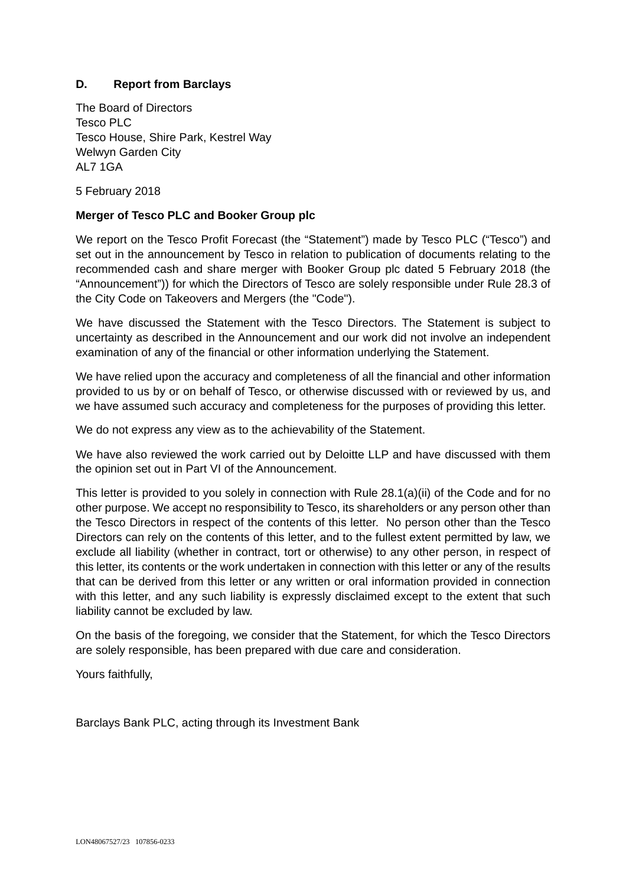## D. Report from Barclays

The Board of Directors
Tesco PLC
Tesco House, Shire Park, Kestrel Way
Welwyn Garden City
AL7 1GA

5 February 2018

**Merger of Tesco PLC and Booker Group plc**

We report on the Tesco Profit Forecast (the "Statement") made by Tesco PLC ("Tesco") and set out in the announcement by Tesco in relation to publication of documents relating to the recommended cash and share merger with Booker Group plc dated 5 February 2018 (the "Announcement")) for which the Directors of Tesco are solely responsible under Rule 28.3 of the City Code on Takeovers and Mergers (the "Code").

We have discussed the Statement with the Tesco Directors. The Statement is subject to uncertainty as described in the Announcement and our work did not involve an independent examination of any of the financial or other information underlying the Statement.

We have relied upon the accuracy and completeness of all the financial and other information provided to us by or on behalf of Tesco, or otherwise discussed with or reviewed by us, and we have assumed such accuracy and completeness for the purposes of providing this letter.

We do not express any view as to the achievability of the Statement.

We have also reviewed the work carried out by Deloitte LLP and have discussed with them the opinion set out in Part VI of the Announcement.

This letter is provided to you solely in connection with Rule 28.1(a)(ii) of the Code and for no other purpose. We accept no responsibility to Tesco, its shareholders or any person other than the Tesco Directors in respect of the contents of this letter. No person other than the Tesco Directors can rely on the contents of this letter, and to the fullest extent permitted by law, we exclude all liability (whether in contract, tort or otherwise) to any other person, in respect of this letter, its contents or the work undertaken in connection with this letter or any of the results that can be derived from this letter or any written or oral information provided in connection with this letter, and any such liability is expressly disclaimed except to the extent that such liability cannot be excluded by law.

On the basis of the foregoing, we consider that the Statement, for which the Tesco Directors are solely responsible, has been prepared with due care and consideration.

Yours faithfully,

Barclays Bank PLC, acting through its Investment Bank

LON48067527/23 107856-0233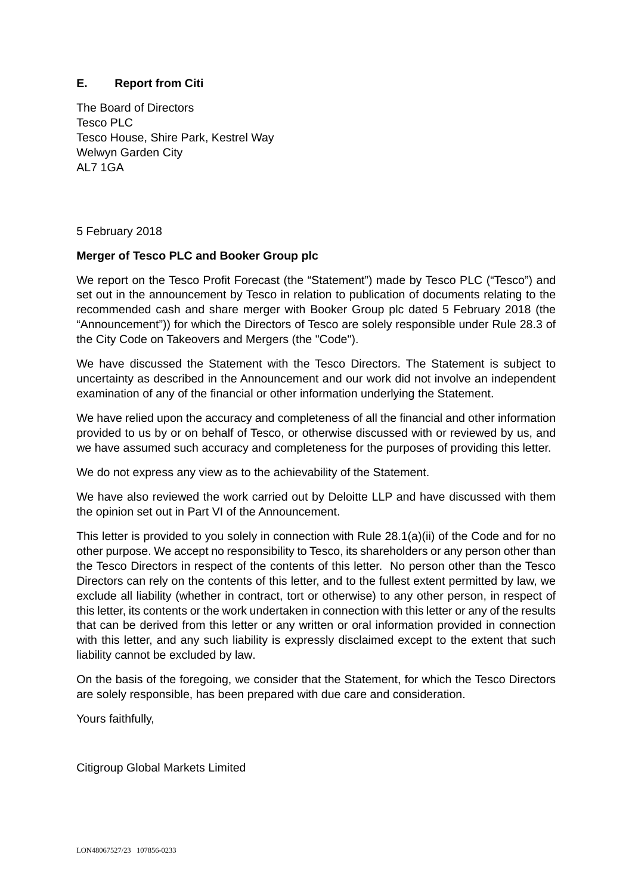## E. Report from Citi

The Board of Directors
Tesco PLC
Tesco House, Shire Park, Kestrel Way
Welwyn Garden City
AL7 1GA

5 February 2018

**Merger of Tesco PLC and Booker Group plc**

We report on the Tesco Profit Forecast (the "Statement") made by Tesco PLC ("Tesco") and set out in the announcement by Tesco in relation to publication of documents relating to the recommended cash and share merger with Booker Group plc dated 5 February 2018 (the "Announcement")) for which the Directors of Tesco are solely responsible under Rule 28.3 of the City Code on Takeovers and Mergers (the "Code").

We have discussed the Statement with the Tesco Directors. The Statement is subject to uncertainty as described in the Announcement and our work did not involve an independent examination of any of the financial or other information underlying the Statement.

We have relied upon the accuracy and completeness of all the financial and other information provided to us by or on behalf of Tesco, or otherwise discussed with or reviewed by us, and we have assumed such accuracy and completeness for the purposes of providing this letter.

We do not express any view as to the achievability of the Statement.

We have also reviewed the work carried out by Deloitte LLP and have discussed with them the opinion set out in Part VI of the Announcement.

This letter is provided to you solely in connection with Rule 28.1(a)(ii) of the Code and for no other purpose. We accept no responsibility to Tesco, its shareholders or any person other than the Tesco Directors in respect of the contents of this letter. No person other than the Tesco Directors can rely on the contents of this letter, and to the fullest extent permitted by law, we exclude all liability (whether in contract, tort or otherwise) to any other person, in respect of this letter, its contents or the work undertaken in connection with this letter or any of the results that can be derived from this letter or any written or oral information provided in connection with this letter, and any such liability is expressly disclaimed except to the extent that such liability cannot be excluded by law.

On the basis of the foregoing, we consider that the Statement, for which the Tesco Directors are solely responsible, has been prepared with due care and consideration.

Yours faithfully,

Citigroup Global Markets Limited